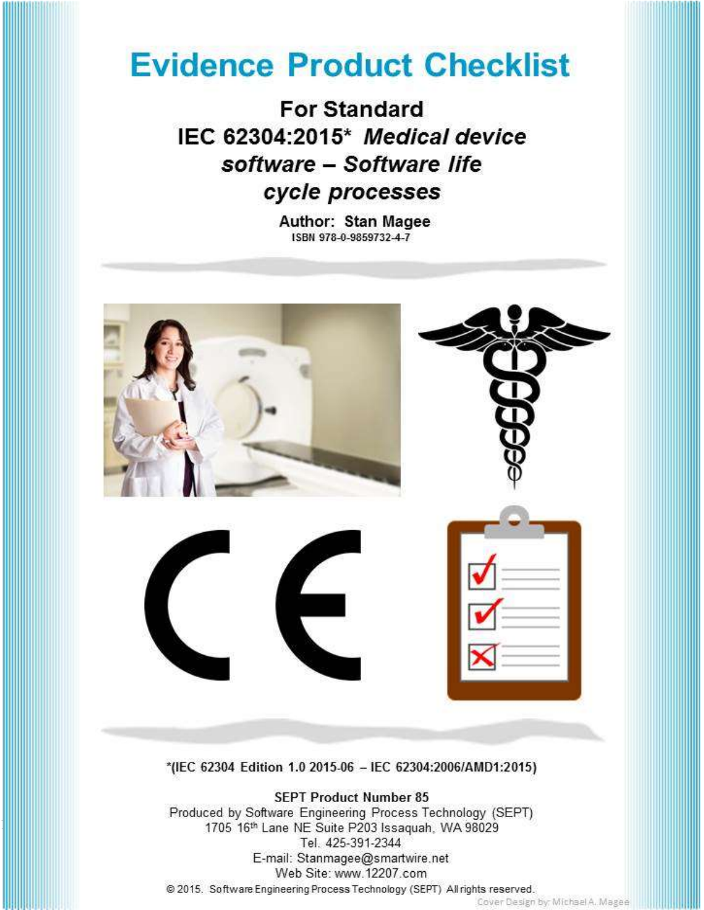# Evidence Product Checklist

## For Standard IEC 62304:2015* *Medical device software – Software life cycle processes*

**Author: Stan Magee**

ISBN 978-0-9859732-4-7

*(IEC 62304 Edition 1.0 2015-06 – IEC 62304:2006/AMD1:2015)

SEPT Product Number 85

Produced by Software Engineering Process Technology (SEPT)
1705 16th Lane NE Suite P203 Issaquah, WA 98029
Tel. 425-391-2344
E-mail: Stanmagee@smartwire.net
Web Site: www.12207.com

© 2015. Software Engineering Process Technology (SEPT) All rights reserved.

Cover Design by: Michael A. Magee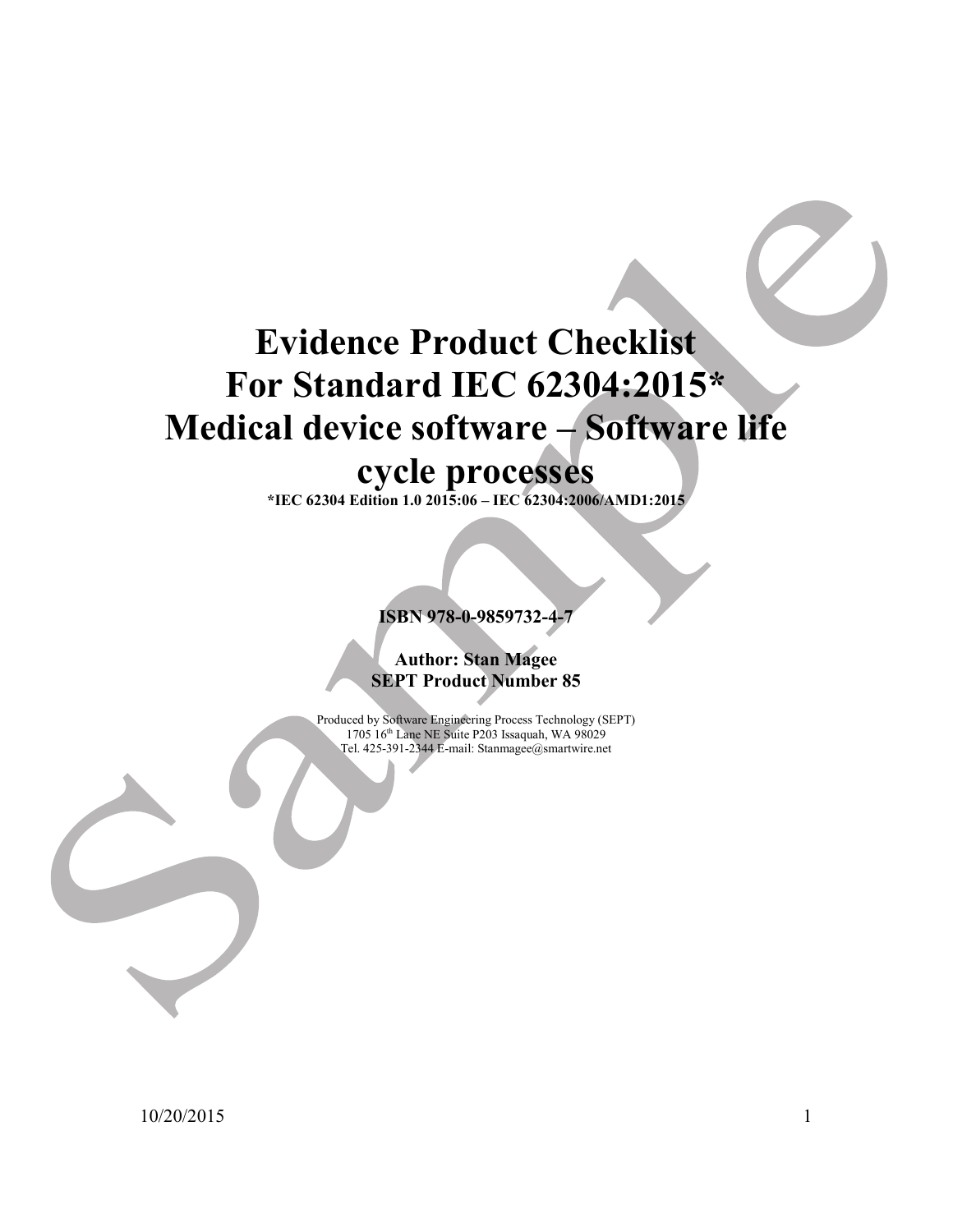# Evidence Product Checklist For Standard IEC 62304:2015* Medical device software – Software life cycle processes

**\*IEC 62304 Edition 1.0 2015:06 – IEC 62304:2006/AMD1:2015**

**ISBN 978-0-9859732-4-7**

**Author: Stan Magee**
**SEPT Product Number 85**

Produced by Software Engineering Process Technology (SEPT)
1705 16th Lane NE Suite P203 Issaquah, WA 98029
Tel. 425-391-2344 E-mail: Stanmagee@smartwire.net

10/20/2015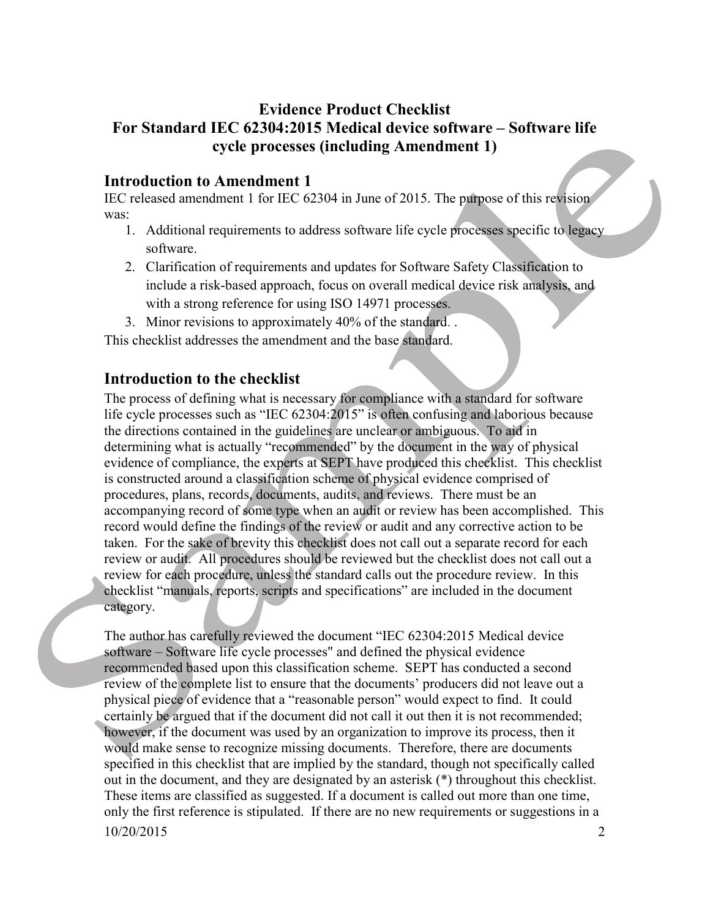# Evidence Product Checklist
# For Standard IEC 62304:2015 Medical device software – Software life cycle processes (including Amendment 1)

## Introduction to Amendment 1

IEC released amendment 1 for IEC 62304 in June of 2015. The purpose of this revision was:

1. Additional requirements to address software life cycle processes specific to legacy software.
2. Clarification of requirements and updates for Software Safety Classification to include a risk-based approach, focus on overall medical device risk analysis, and with a strong reference for using ISO 14971 processes.
3. Minor revisions to approximately 40% of the standard. .

This checklist addresses the amendment and the base standard.

## Introduction to the checklist

The process of defining what is necessary for compliance with a standard for software life cycle processes such as "IEC 62304:2015" is often confusing and laborious because the directions contained in the guidelines are unclear or ambiguous. To aid in determining what is actually "recommended" by the document in the way of physical evidence of compliance, the experts at SEPT have produced this checklist. This checklist is constructed around a classification scheme of physical evidence comprised of procedures, plans, records, documents, audits, and reviews. There must be an accompanying record of some type when an audit or review has been accomplished. This record would define the findings of the review or audit and any corrective action to be taken. For the sake of brevity this checklist does not call out a separate record for each review or audit. All procedures should be reviewed but the checklist does not call out a review for each procedure, unless the standard calls out the procedure review. In this checklist "manuals, reports, scripts and specifications" are included in the document category.

The author has carefully reviewed the document "IEC 62304:2015 Medical device software – Software life cycle processes" and defined the physical evidence recommended based upon this classification scheme. SEPT has conducted a second review of the complete list to ensure that the documents' producers did not leave out a physical piece of evidence that a "reasonable person" would expect to find. It could certainly be argued that if the document did not call it out then it is not recommended; however, if the document was used by an organization to improve its process, then it would make sense to recognize missing documents. Therefore, there are documents specified in this checklist that are implied by the standard, though not specifically called out in the document, and they are designated by an asterisk (*) throughout this checklist. These items are classified as suggested. If a document is called out more than one time, only the first reference is stipulated. If there are no new requirements or suggestions in a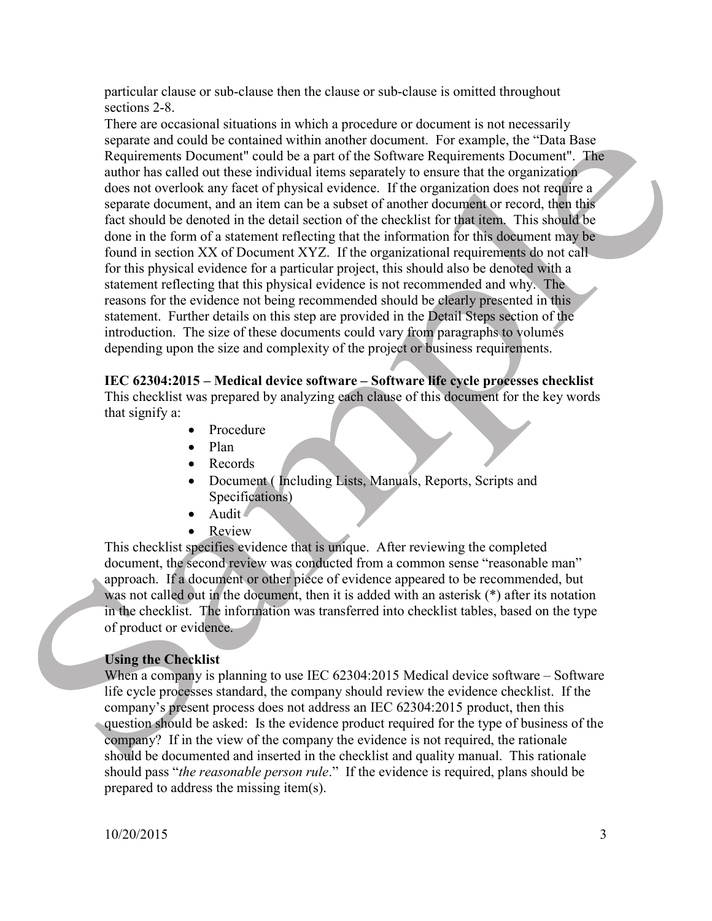particular clause or sub-clause then the clause or sub-clause is omitted throughout sections 2-8.

There are occasional situations in which a procedure or document is not necessarily separate and could be contained within another document. For example, the "Data Base Requirements Document" could be a part of the Software Requirements Document". The author has called out these individual items separately to ensure that the organization does not overlook any facet of physical evidence. If the organization does not require a separate document, and an item can be a subset of another document or record, then this fact should be denoted in the detail section of the checklist for that item. This should be done in the form of a statement reflecting that the information for this document may be found in section XX of Document XYZ. If the organizational requirements do not call for this physical evidence for a particular project, this should also be denoted with a statement reflecting that this physical evidence is not recommended and why. The reasons for the evidence not being recommended should be clearly presented in this statement. Further details on this step are provided in the Detail Steps section of the introduction. The size of these documents could vary from paragraphs to volumes depending upon the size and complexity of the project or business requirements.

**IEC 62304:2015 – Medical device software – Software life cycle processes checklist**

This checklist was prepared by analyzing each clause of this document for the key words that signify a:

- Procedure
- Plan
- Records
- Document ( Including Lists, Manuals, Reports, Scripts and Specifications)
- Audit
- Review

This checklist specifies evidence that is unique. After reviewing the completed document, the second review was conducted from a common sense "reasonable man" approach. If a document or other piece of evidence appeared to be recommended, but was not called out in the document, then it is added with an asterisk (*) after its notation in the checklist. The information was transferred into checklist tables, based on the type of product or evidence.

**Using the Checklist**

When a company is planning to use IEC 62304:2015 Medical device software – Software life cycle processes standard, the company should review the evidence checklist. If the company's present process does not address an IEC 62304:2015 product, then this question should be asked: Is the evidence product required for the type of business of the company? If in the view of the company the evidence is not required, the rationale should be documented and inserted in the checklist and quality manual. This rationale should pass "*the reasonable person rule*." If the evidence is required, plans should be prepared to address the missing item(s).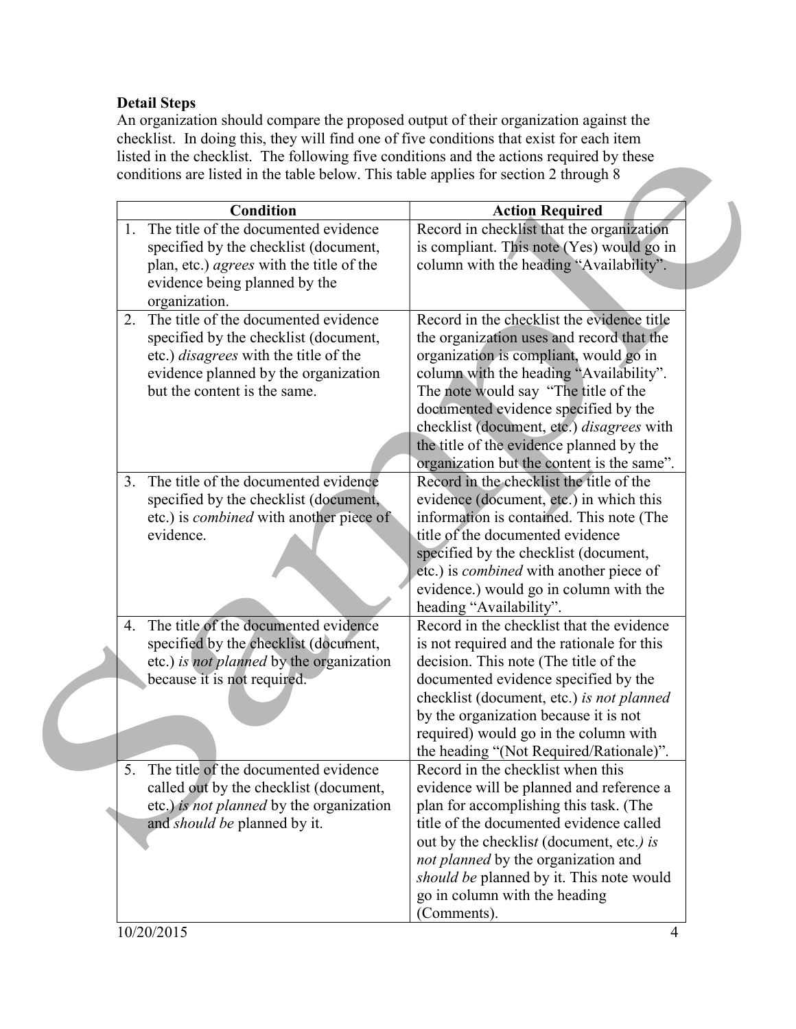**Detail Steps**

An organization should compare the proposed output of their organization against the checklist. In doing this, they will find one of five conditions that exist for each item listed in the checklist. The following five conditions and the actions required by these conditions are listed in the table below. This table applies for section 2 through 8

| Condition | Action Required |
|---|---|
| 1. The title of the documented evidence specified by the checklist (document, plan, etc.) *agrees* with the title of the evidence being planned by the organization. | Record in checklist that the organization is compliant. This note (Yes) would go in column with the heading "Availability". |
| 2. The title of the documented evidence specified by the checklist (document, etc.) *disagrees* with the title of the evidence planned by the organization but the content is the same. | Record in the checklist the evidence title the organization uses and record that the organization is compliant, would go in column with the heading "Availability". The note would say "The title of the documented evidence specified by the checklist (document, etc.) *disagrees* with the title of the evidence planned by the organization but the content is the same". |
| 3. The title of the documented evidence specified by the checklist (document, etc.) is *combined* with another piece of evidence. | Record in the checklist the title of the evidence (document, etc.) in which this information is contained. This note (The title of the documented evidence specified by the checklist (document, etc.) is *combined* with another piece of evidence.) would go in column with the heading "Availability". |
| 4. The title of the documented evidence specified by the checklist (document, etc.) *is not planned* by the organization because it is not required. | Record in the checklist that the evidence is not required and the rationale for this decision. This note (The title of the documented evidence specified by the checklist (document, etc.) *is not planned* by the organization because it is not required) would go in the column with the heading "(Not Required/Rationale)". |
| 5. The title of the documented evidence called out by the checklist (document, etc.) *is not planned* by the organization and *should be* planned by it. | Record in the checklist when this evidence will be planned and reference a plan for accomplishing this task. (The title of the documented evidence called out by the checklis*t* (document, etc.*) is not planned* by the organization and *should be* planned by it. This note would go in column with the heading (Comments). |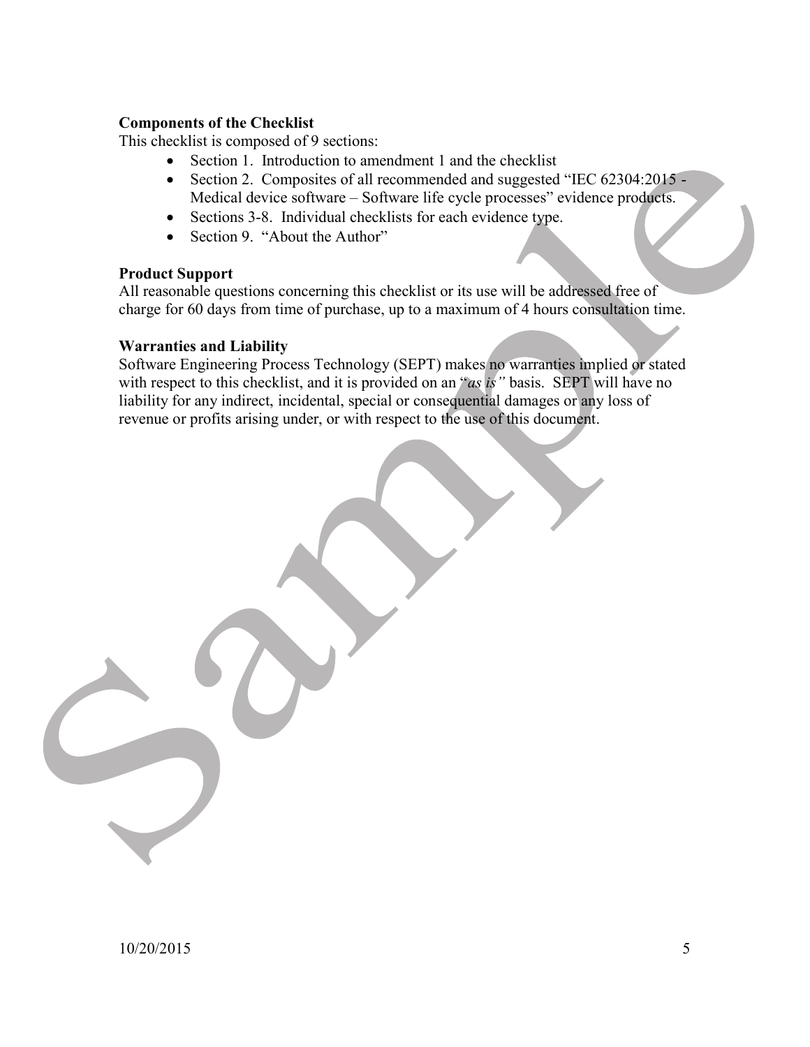**Components of the Checklist**

This checklist is composed of 9 sections:

- Section 1. Introduction to amendment 1 and the checklist
- Section 2. Composites of all recommended and suggested "IEC 62304:2015 - Medical device software – Software life cycle processes" evidence products.
- Sections 3-8. Individual checklists for each evidence type.
- Section 9. "About the Author"

**Product Support**

All reasonable questions concerning this checklist or its use will be addressed free of charge for 60 days from time of purchase, up to a maximum of 4 hours consultation time.

**Warranties and Liability**

Software Engineering Process Technology (SEPT) makes no warranties implied or stated with respect to this checklist, and it is provided on an *"as is"* basis. SEPT will have no liability for any indirect, incidental, special or consequential damages or any loss of revenue or profits arising under, or with respect to the use of this document.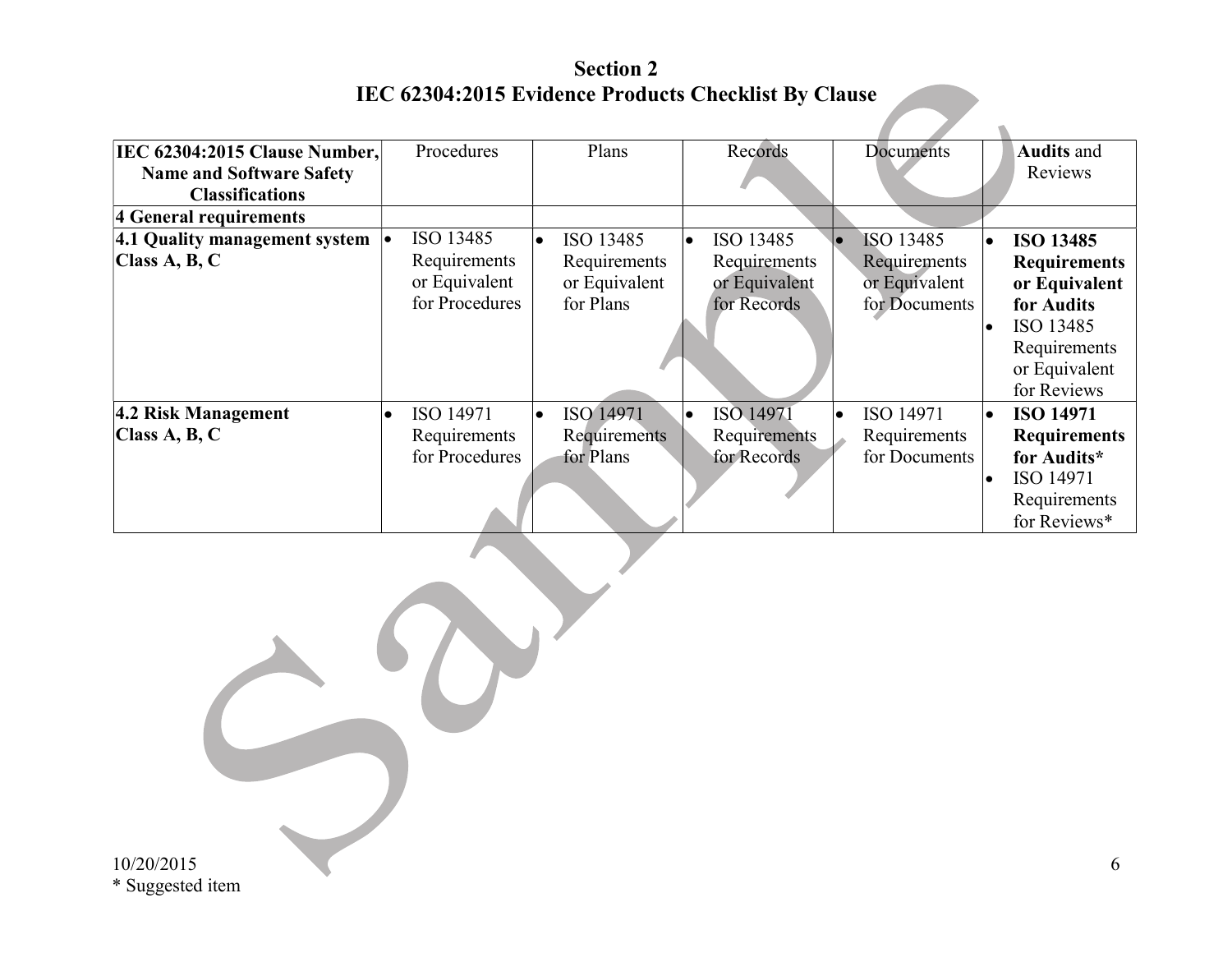# Section 2
## IEC 62304:2015 Evidence Products Checklist By Clause

| IEC 62304:2015 Clause Number, Name and Software Safety Classifications | Procedures | Plans | Records | Documents | **Audits** and Reviews |
|---|---|---|---|---|---|
| **4 General requirements** | | | | | |
| **4.1 Quality management system Class A, B, C** | • ISO 13485 Requirements or Equivalent for Procedures | • ISO 13485 Requirements or Equivalent for Plans | • ISO 13485 Requirements or Equivalent for Records | • ISO 13485 Requirements or Equivalent for Documents | • **ISO 13485 Requirements or Equivalent for Audits**<br>• ISO 13485 Requirements or Equivalent for Reviews |
| **4.2 Risk Management Class A, B, C** | • ISO 14971 Requirements for Procedures | • ISO 14971 Requirements for Plans | • ISO 14971 Requirements for Records | • ISO 14971 Requirements for Documents | • **ISO 14971 Requirements for Audits***<br>• ISO 14971 Requirements for Reviews* |

10/20/2015
* Suggested item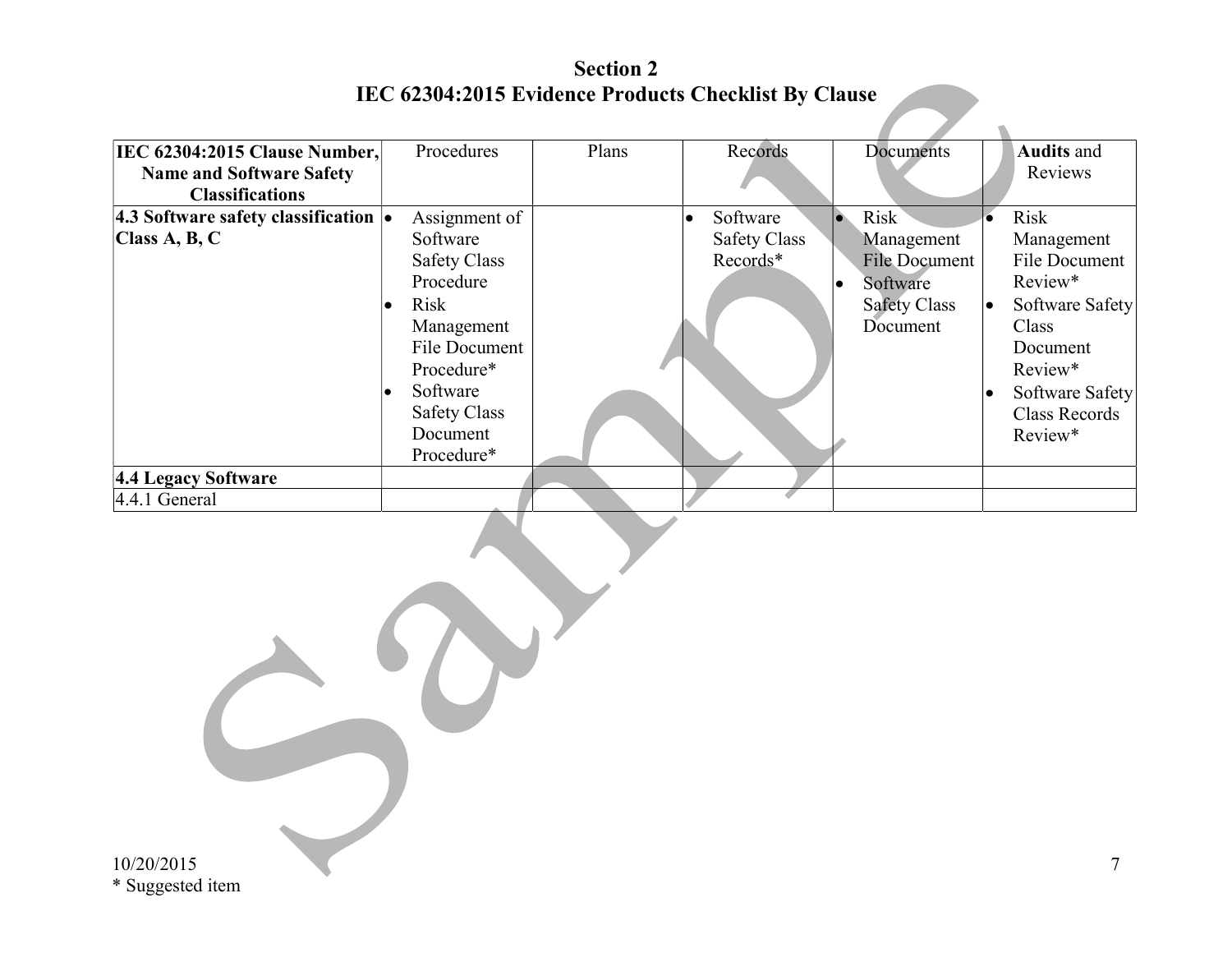# Section 2
## IEC 62304:2015 Evidence Products Checklist By Clause

| **IEC 62304:2015 Clause Number, Name and Software Safety Classifications** | Procedures | Plans | Records | Documents | **Audits** and Reviews |
|---|---|---|---|---|---|
| **4.3 Software safety classification Class A, B, C** | • Assignment of Software Safety Class Procedure<br>• Risk Management File Document Procedure*<br>• Software Safety Class Document Procedure* | | • Software Safety Class Records* | • Risk Management File Document<br>• Software Safety Class Document | • Risk Management File Document Review*<br>• Software Safety Class Document Review*<br>• Software Safety Class Records Review* |
| **4.4 Legacy Software** | | | | | |
| 4.4.1 General | | | | | |

10/20/2015

\* Suggested item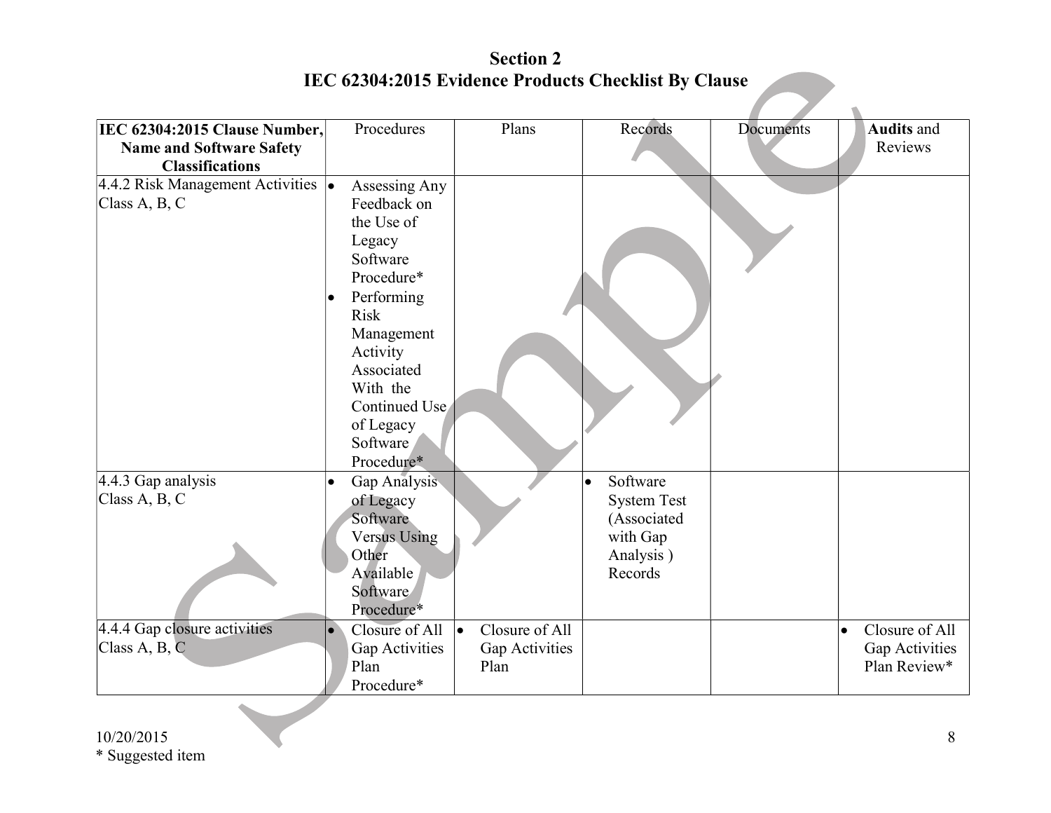## Section 2
## IEC 62304:2015 Evidence Products Checklist By Clause

| **IEC 62304:2015 Clause Number, Name and Software Safety Classifications** | Procedures | Plans | Records | Documents | **Audits** and Reviews |
|---|---|---|---|---|---|
| 4.4.2 Risk Management Activities Class A, B, C | • Assessing Any Feedback on the Use of Legacy Software Procedure* <br> • Performing Risk Management Activity Associated With the Continued Use of Legacy Software Procedure* | | | | |
| 4.4.3 Gap analysis Class A, B, C | • Gap Analysis of Legacy Software Versus Using Other Available Software Procedure* | | • Software System Test (Associated with Gap Analysis ) Records | | |
| 4.4.4 Gap closure activities Class A, B, C | • Closure of All Gap Activities Plan Procedure* | • Closure of All Gap Activities Plan | | | • Closure of All Gap Activities Plan Review* |

10/20/2015

* Suggested item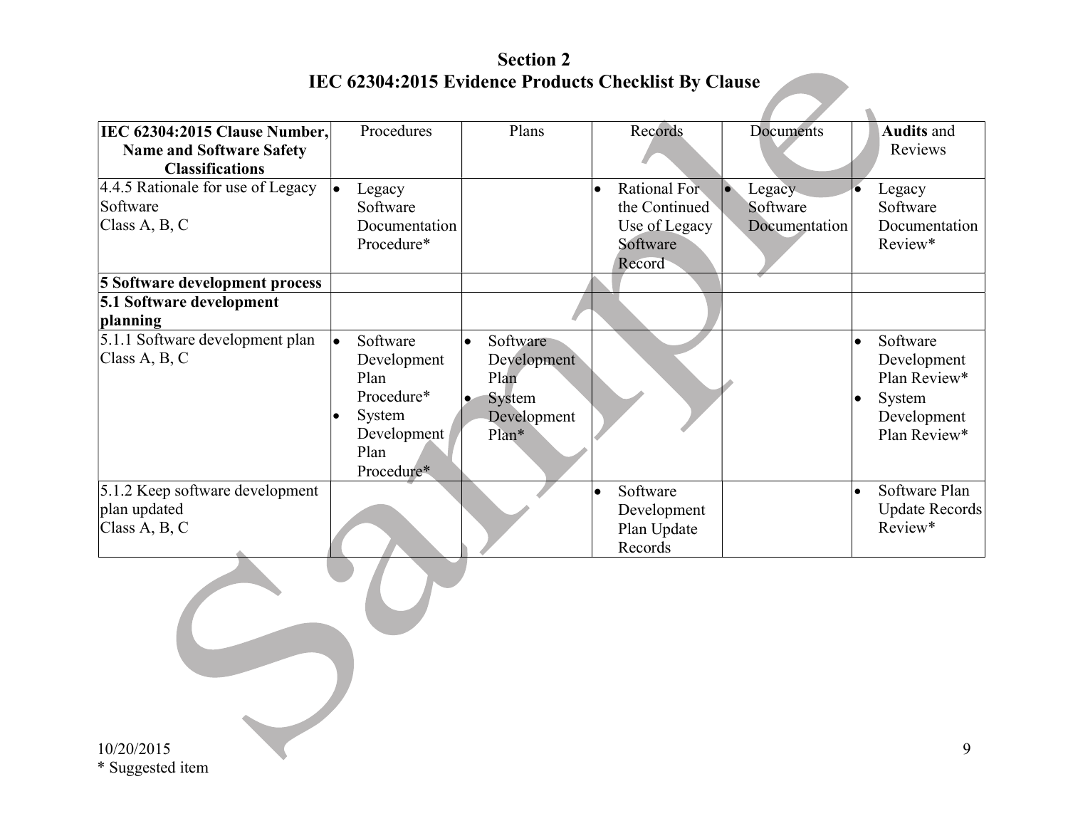## Section 2
## IEC 62304:2015 Evidence Products Checklist By Clause

| IEC 62304:2015 Clause Number, Name and Software Safety Classifications | Procedures | Plans | Records | Documents | Audits and Reviews |
|---|---|---|---|---|---|
| 4.4.5 Rationale for use of Legacy Software<br>Class A, B, C | • Legacy Software Documentation Procedure* | | • Rational For the Continued Use of Legacy Software Record | • Legacy Software Documentation | • Legacy Software Documentation Review* |
| **5 Software development process** | | | | | |
| **5.1 Software development planning** | | | | | |
| 5.1.1 Software development plan<br>Class A, B, C | • Software Development Plan Procedure*<br>• System Development Plan Procedure* | • Software Development Plan<br>• System Development Plan* | | | • Software Development Plan Review*<br>• System Development Plan Review* |
| 5.1.2 Keep software development plan updated<br>Class A, B, C | | | • Software Development Plan Update Records | | • Software Plan Update Records Review* |

10/20/2015
* Suggested item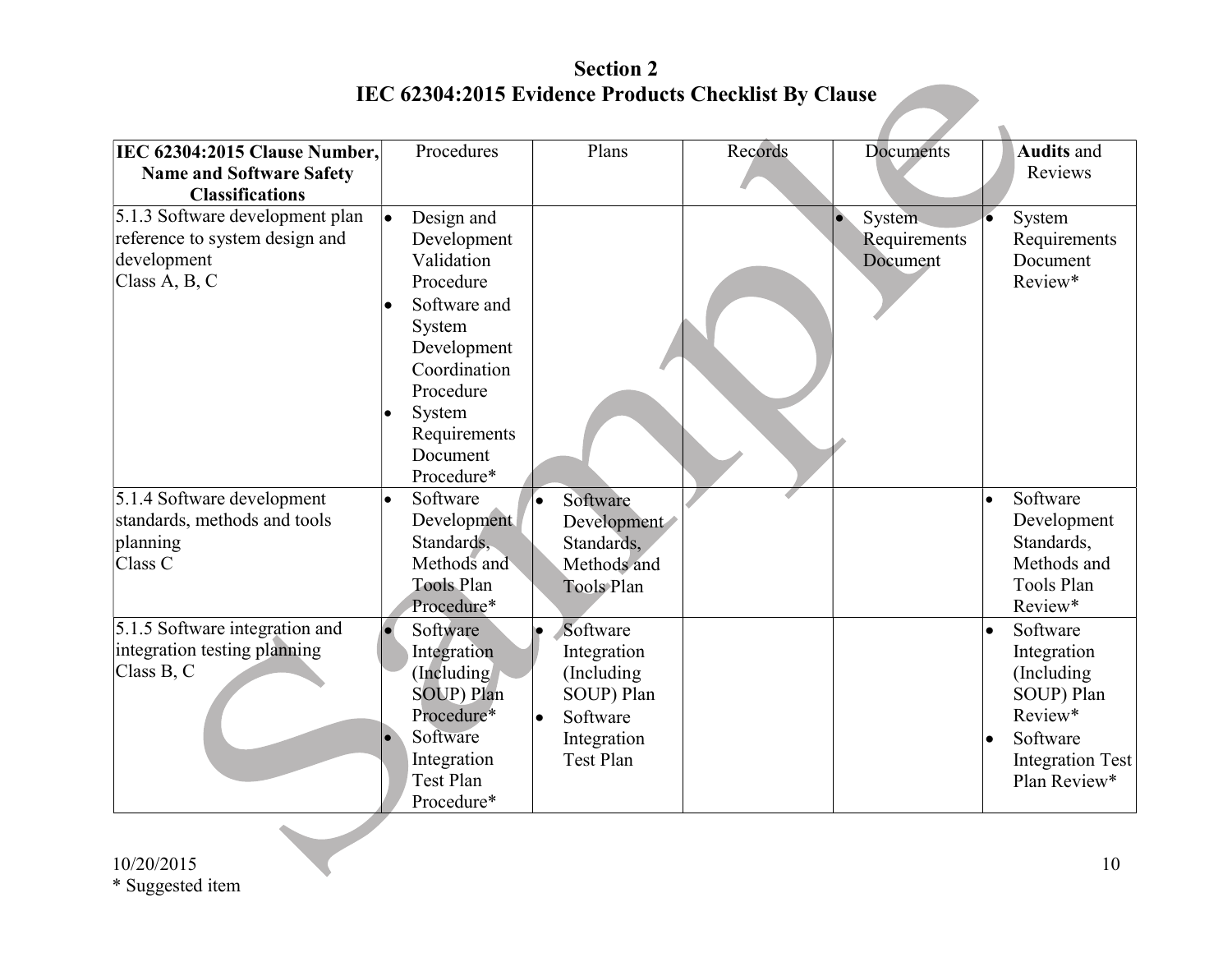# Section 2
# IEC 62304:2015 Evidence Products Checklist By Clause

| **IEC 62304:2015 Clause Number, Name and Software Safety Classifications** | Procedures | Plans | Records | Documents | **Audits** and Reviews |
|---|---|---|---|---|---|
| 5.1.3 Software development plan reference to system design and development<br>Class A, B, C | • Design and Development Validation Procedure<br>• Software and System Development Coordination Procedure<br>• System Requirements Document Procedure* | | | • System Requirements Document | • System Requirements Document Review* |
| 5.1.4 Software development standards, methods and tools planning<br>Class C | • Software Development Standards, Methods and Tools Plan Procedure* | • Software Development Standards, Methods and Tools Plan | | | • Software Development Standards, Methods and Tools Plan Review* |
| 5.1.5 Software integration and integration testing planning<br>Class B, C | • Software Integration (Including SOUP) Plan Procedure*<br>• Software Integration Test Plan Procedure* | • Software Integration (Including SOUP) Plan<br>• Software Integration Test Plan | | | • Software Integration (Including SOUP) Plan Review*<br>• Software Integration Test Plan Review* |

10/20/2015

\* Suggested item